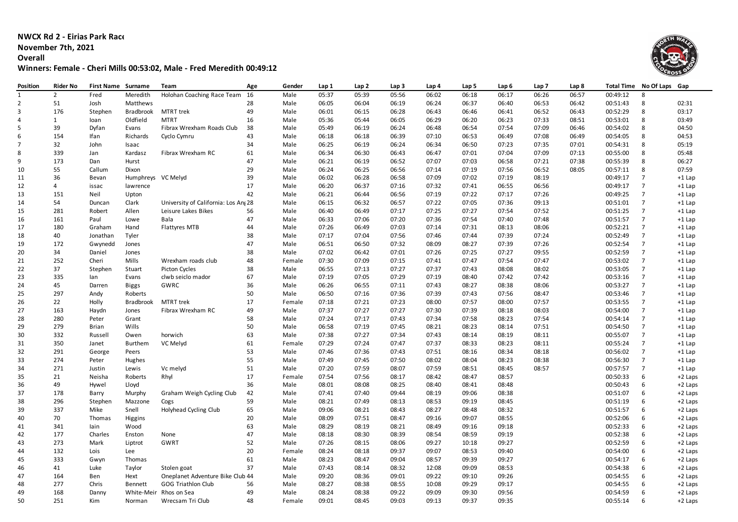**NWCX Rd 2 - Eirias Park Race**
**November 7th, 2021**
**Overall**
**Winners: Female - Cheri Mills 00:53:02, Male - Fred Meredith 00:49:12**

| Position | Rider No | First Name | Surname | Team | Age | Gender | Lap 1 | Lap 2 | Lap 3 | Lap 4 | Lap 5 | Lap 6 | Lap 7 | Lap 8 | Total Time | No Of Laps | Gap |
|---|---|---|---|---|---|---|---|---|---|---|---|---|---|---|---|---|---|
| 1 | 2 | Fred | Meredith | Holohan Coaching Race Team | 16 | Male | 05:37 | 05:39 | 05:56 | 06:02 | 06:18 | 06:17 | 06:26 | 06:57 | 00:49:12 | 8 | |
| 2 | 51 | Josh | Matthews | | 28 | Male | 06:05 | 06:04 | 06:19 | 06:24 | 06:37 | 06:40 | 06:53 | 06:42 | 00:51:43 | 8 | 02:31 |
| 3 | 176 | Stephen | Bradbrook | MTRT trek | 49 | Male | 06:01 | 06:15 | 06:28 | 06:43 | 06:46 | 06:41 | 06:52 | 06:43 | 00:52:29 | 8 | 03:17 |
| 4 | 1 | Ioan | Oldfield | MTRT | 16 | Male | 05:36 | 05:44 | 06:05 | 06:29 | 06:20 | 06:23 | 07:33 | 08:51 | 00:53:01 | 8 | 03:49 |
| 5 | 39 | Dyfan | Evans | Fibrax Wrexham Roads Club | 38 | Male | 05:49 | 06:19 | 06:24 | 06:48 | 06:54 | 07:54 | 07:09 | 06:46 | 00:54:02 | 8 | 04:50 |
| 6 | 154 | Ifan | Richards | Cyclo Cymru | 43 | Male | 06:18 | 06:18 | 06:39 | 07:10 | 06:53 | 06:49 | 07:08 | 06:49 | 00:54:05 | 8 | 04:53 |
| 7 | 32 | John | Isaac | | 34 | Male | 06:25 | 06:19 | 06:24 | 06:34 | 06:50 | 07:23 | 07:35 | 07:01 | 00:54:31 | 8 | 05:19 |
| 8 | 339 | Jan | Kardasz | Fibrax Wrexham RC | 61 | Male | 06:34 | 06:30 | 06:43 | 06:47 | 07:01 | 07:04 | 07:09 | 07:13 | 00:55:00 | 8 | 05:48 |
| 9 | 173 | Dan | Hurst | | 47 | Male | 06:21 | 06:19 | 06:52 | 07:07 | 07:03 | 06:58 | 07:21 | 07:38 | 00:55:39 | 8 | 06:27 |
| 10 | 55 | Callum | Dixon | | 29 | Male | 06:24 | 06:25 | 06:56 | 07:14 | 07:19 | 07:56 | 06:52 | 08:05 | 00:57:11 | 8 | 07:59 |
| 11 | 36 | Bevan | Humphreys | VC Melyd | 39 | Male | 06:02 | 06:28 | 06:58 | 07:09 | 07:02 | 07:19 | 08:19 | | 00:49:17 | 7 | +1 Lap |
| 12 | 4 | issac | lawrence | | 17 | Male | 06:20 | 06:37 | 07:16 | 07:32 | 07:41 | 06:55 | 06:56 | | 00:49:17 | 7 | +1 Lap |
| 13 | 151 | Neil | Upton | | 42 | Male | 06:21 | 06:44 | 06:56 | 07:19 | 07:22 | 07:17 | 07:26 | | 00:49:25 | 7 | +1 Lap |
| 14 | 54 | Duncan | Clark | University of California: Los Ang | 28 | Male | 06:15 | 06:32 | 06:57 | 07:22 | 07:05 | 07:36 | 09:13 | | 00:51:01 | 7 | +1 Lap |
| 15 | 281 | Robert | Allen | Leisure Lakes Bikes | 56 | Male | 06:40 | 06:49 | 07:17 | 07:25 | 07:27 | 07:54 | 07:52 | | 00:51:25 | 7 | +1 Lap |
| 16 | 161 | Paul | Lowe | Bala | 47 | Male | 06:33 | 07:06 | 07:20 | 07:36 | 07:54 | 07:40 | 07:48 | | 00:51:57 | 7 | +1 Lap |
| 17 | 180 | Graham | Hand | Flattyres MTB | 44 | Male | 07:26 | 06:49 | 07:03 | 07:14 | 07:31 | 08:13 | 08:06 | | 00:52:21 | 7 | +1 Lap |
| 18 | 40 | Jonathan | Tyler | | 38 | Male | 07:17 | 07:04 | 07:56 | 07:46 | 07:44 | 07:39 | 07:24 | | 00:52:49 | 7 | +1 Lap |
| 19 | 172 | Gwynedd | Jones | | 47 | Male | 06:51 | 06:50 | 07:32 | 08:09 | 08:27 | 07:39 | 07:26 | | 00:52:54 | 7 | +1 Lap |
| 20 | 34 | Daniel | Jones | | 38 | Male | 07:02 | 06:42 | 07:01 | 07:26 | 07:25 | 07:27 | 09:55 | | 00:52:59 | 7 | +1 Lap |
| 21 | 252 | Cheri | Mills | Wrexham roads club | 48 | Female | 07:30 | 07:09 | 07:15 | 07:41 | 07:47 | 07:54 | 07:47 | | 00:53:02 | 7 | +1 Lap |
| 22 | 37 | Stephen | Stuart | Picton Cycles | 38 | Male | 06:55 | 07:13 | 07:27 | 07:37 | 07:43 | 08:08 | 08:02 | | 00:53:05 | 7 | +1 Lap |
| 23 | 335 | Ian | Evans | clwb seiclo mador | 67 | Male | 07:19 | 07:05 | 07:29 | 07:19 | 08:40 | 07:42 | 07:42 | | 00:53:16 | 7 | +1 Lap |
| 24 | 45 | Darren | Biggs | GWRC | 36 | Male | 06:26 | 06:55 | 07:11 | 07:43 | 08:27 | 08:38 | 08:06 | | 00:53:27 | 7 | +1 Lap |
| 25 | 297 | Andy | Roberts | | 50 | Male | 06:50 | 07:16 | 07:36 | 07:39 | 07:43 | 07:56 | 08:47 | | 00:53:46 | 7 | +1 Lap |
| 26 | 22 | Holly | Bradbrook | MTRT trek | 17 | Female | 07:18 | 07:21 | 07:23 | 08:00 | 07:57 | 08:00 | 07:57 | | 00:53:55 | 7 | +1 Lap |
| 27 | 163 | Haydn | Jones | Fibrax Wrexham RC | 49 | Male | 07:37 | 07:27 | 07:27 | 07:30 | 07:39 | 08:18 | 08:03 | | 00:54:00 | 7 | +1 Lap |
| 28 | 280 | Peter | Grant | | 58 | Male | 07:24 | 07:17 | 07:43 | 07:34 | 07:58 | 08:23 | 07:54 | | 00:54:14 | 7 | +1 Lap |
| 29 | 279 | Brian | Wills | | 50 | Male | 06:58 | 07:19 | 07:45 | 08:21 | 08:23 | 08:14 | 07:51 | | 00:54:50 | 7 | +1 Lap |
| 30 | 332 | Russell | Owen | horwich | 63 | Male | 07:38 | 07:27 | 07:34 | 07:43 | 08:14 | 08:19 | 08:11 | | 00:55:07 | 7 | +1 Lap |
| 31 | 350 | Janet | Burthem | VC Melyd | 61 | Female | 07:29 | 07:24 | 07:47 | 07:37 | 08:33 | 08:23 | 08:11 | | 00:55:24 | 7 | +1 Lap |
| 32 | 291 | George | Peers | | 53 | Male | 07:46 | 07:36 | 07:43 | 07:51 | 08:16 | 08:34 | 08:18 | | 00:56:02 | 7 | +1 Lap |
| 33 | 274 | Peter | Hughes | | 55 | Male | 07:49 | 07:45 | 07:50 | 08:02 | 08:04 | 08:23 | 08:38 | | 00:56:30 | 7 | +1 Lap |
| 34 | 271 | Justin | Lewis | Vc melyd | 51 | Male | 07:20 | 07:59 | 08:07 | 07:59 | 08:51 | 08:45 | 08:57 | | 00:57:57 | 7 | +1 Lap |
| 35 | 21 | Neisha | Roberts | Rhyl | 17 | Female | 07:54 | 07:56 | 08:17 | 08:42 | 08:47 | 08:57 | | | 00:50:33 | 6 | +2 Laps |
| 36 | 49 | Hywel | Lloyd | | 36 | Male | 08:01 | 08:08 | 08:25 | 08:40 | 08:41 | 08:48 | | | 00:50:43 | 6 | +2 Laps |
| 37 | 178 | Barry | Murphy | Graham Weigh Cycling Club | 42 | Male | 07:41 | 07:40 | 09:44 | 08:19 | 09:06 | 08:38 | | | 00:51:07 | 6 | +2 Laps |
| 38 | 296 | Stephen | Mazzone | Cogs | 59 | Male | 08:21 | 07:49 | 08:13 | 08:53 | 09:19 | 08:45 | | | 00:51:19 | 6 | +2 Laps |
| 39 | 337 | Mike | Snell | Holyhead Cycling Club | 65 | Male | 09:06 | 08:21 | 08:43 | 08:27 | 08:48 | 08:32 | | | 00:51:57 | 6 | +2 Laps |
| 40 | 70 | Thomas | Higgins | | 20 | Male | 08:09 | 07:51 | 08:47 | 09:16 | 09:07 | 08:55 | | | 00:52:06 | 6 | +2 Laps |
| 41 | 341 | Iain | Wood | | 63 | Male | 08:29 | 08:19 | 08:21 | 08:49 | 09:16 | 09:18 | | | 00:52:33 | 6 | +2 Laps |
| 42 | 177 | Charles | Enston | None | 47 | Male | 08:18 | 08:30 | 08:39 | 08:54 | 08:59 | 09:19 | | | 00:52:38 | 6 | +2 Laps |
| 43 | 273 | Mark | Liptrot | GWRT | 52 | Male | 07:26 | 08:15 | 08:06 | 09:27 | 10:18 | 09:27 | | | 00:52:59 | 6 | +2 Laps |
| 44 | 132 | Lois | Lee | | 20 | Female | 08:24 | 08:18 | 09:37 | 09:07 | 08:53 | 09:40 | | | 00:54:00 | 6 | +2 Laps |
| 45 | 333 | Gwyn | Thomas | | 61 | Male | 08:23 | 08:47 | 09:04 | 08:57 | 09:39 | 09:27 | | | 00:54:17 | 6 | +2 Laps |
| 46 | 41 | Luke | Taylor | Stolen goat | 37 | Male | 07:43 | 08:14 | 08:32 | 12:08 | 09:09 | 08:53 | | | 00:54:38 | 6 | +2 Laps |
| 47 | 164 | Ben | Hext | Oneplanet Adventure Bike Club | 44 | Male | 09:20 | 08:36 | 09:01 | 09:22 | 09:10 | 09:26 | | | 00:54:55 | 6 | +2 Laps |
| 48 | 277 | Chris | Bennett | GOG Triathlon Club | 56 | Male | 08:27 | 08:38 | 08:55 | 10:08 | 09:29 | 09:17 | | | 00:54:55 | 6 | +2 Laps |
| 49 | 168 | Danny | White-Meir | Rhos on Sea | 49 | Male | 08:24 | 08:38 | 09:22 | 09:09 | 09:30 | 09:56 | | | 00:54:59 | 6 | +2 Laps |
| 50 | 251 | Kim | Norman | Wrecsam Tri Club | 48 | Female | 09:01 | 08:45 | 09:03 | 09:13 | 09:37 | 09:35 | | | 00:55:14 | 6 | +2 Laps |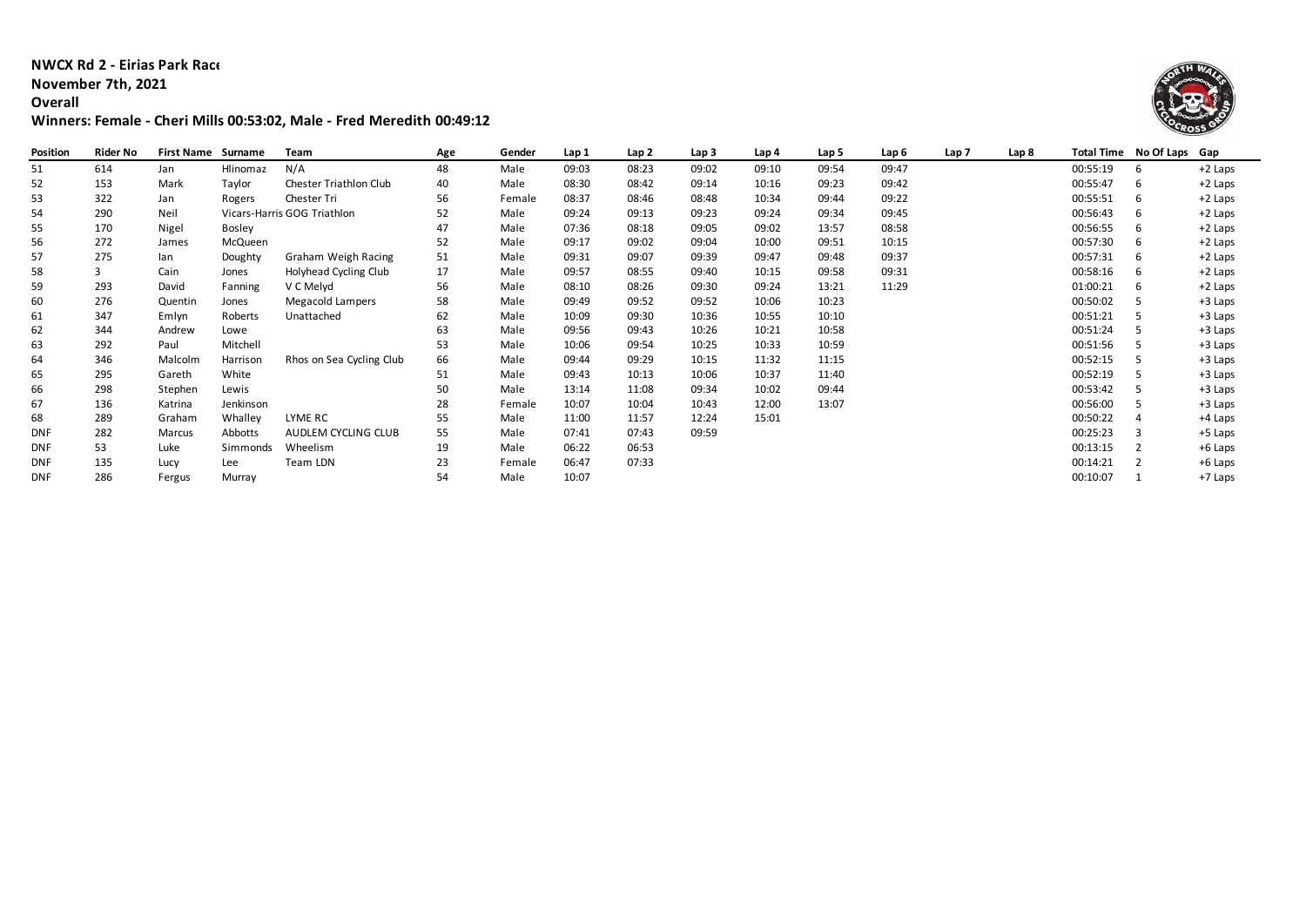**NWCX Rd 2 - Eirias Park Race**
**November 7th, 2021**
**Overall**
**Winners: Female - Cheri Mills 00:53:02, Male - Fred Meredith 00:49:12**

| Position | Rider No | First Name | Surname | Team | Age | Gender | Lap 1 | Lap 2 | Lap 3 | Lap 4 | Lap 5 | Lap 6 | Lap 7 | Lap 8 | Total Time | No Of Laps | Gap |
|---|---|---|---|---|---|---|---|---|---|---|---|---|---|---|---|---|---|
| 51 | 614 | Jan | Hlinomaz | N/A | 48 | Male | 09:03 | 08:23 | 09:02 | 09:10 | 09:54 | 09:47 | | | 00:55:19 | 6 | +2 Laps |
| 52 | 153 | Mark | Taylor | Chester Triathlon Club | 40 | Male | 08:30 | 08:42 | 09:14 | 10:16 | 09:23 | 09:42 | | | 00:55:47 | 6 | +2 Laps |
| 53 | 322 | Jan | Rogers | Chester Tri | 56 | Female | 08:37 | 08:46 | 08:48 | 10:34 | 09:44 | 09:22 | | | 00:55:51 | 6 | +2 Laps |
| 54 | 290 | Neil | Vicars-Harris | GOG Triathlon | 52 | Male | 09:24 | 09:13 | 09:23 | 09:24 | 09:34 | 09:45 | | | 00:56:43 | 6 | +2 Laps |
| 55 | 170 | Nigel | Bosley | | 47 | Male | 07:36 | 08:18 | 09:05 | 09:02 | 13:57 | 08:58 | | | 00:56:55 | 6 | +2 Laps |
| 56 | 272 | James | McQueen | | 52 | Male | 09:17 | 09:02 | 09:04 | 10:00 | 09:51 | 10:15 | | | 00:57:30 | 6 | +2 Laps |
| 57 | 275 | Ian | Doughty | Graham Weigh Racing | 51 | Male | 09:31 | 09:07 | 09:39 | 09:47 | 09:48 | 09:37 | | | 00:57:31 | 6 | +2 Laps |
| 58 | 3 | Cain | Jones | Holyhead Cycling Club | 17 | Male | 09:57 | 08:55 | 09:40 | 10:15 | 09:58 | 09:31 | | | 00:58:16 | 6 | +2 Laps |
| 59 | 293 | David | Fanning | V C Melyd | 56 | Male | 08:10 | 08:26 | 09:30 | 09:24 | 13:21 | 11:29 | | | 01:00:21 | 6 | +2 Laps |
| 60 | 276 | Quentin | Jones | Megacold Lampers | 58 | Male | 09:49 | 09:52 | 09:52 | 10:06 | 10:23 | | | | 00:50:02 | 5 | +3 Laps |
| 61 | 347 | Emlyn | Roberts | Unattached | 62 | Male | 10:09 | 09:30 | 10:36 | 10:55 | 10:10 | | | | 00:51:21 | 5 | +3 Laps |
| 62 | 344 | Andrew | Lowe | | 63 | Male | 09:56 | 09:43 | 10:26 | 10:21 | 10:58 | | | | 00:51:24 | 5 | +3 Laps |
| 63 | 292 | Paul | Mitchell | | 53 | Male | 10:06 | 09:54 | 10:25 | 10:33 | 10:59 | | | | 00:51:56 | 5 | +3 Laps |
| 64 | 346 | Malcolm | Harrison | Rhos on Sea Cycling Club | 66 | Male | 09:44 | 09:29 | 10:15 | 11:32 | 11:15 | | | | 00:52:15 | 5 | +3 Laps |
| 65 | 295 | Gareth | White | | 51 | Male | 09:43 | 10:13 | 10:06 | 10:37 | 11:40 | | | | 00:52:19 | 5 | +3 Laps |
| 66 | 298 | Stephen | Lewis | | 50 | Male | 13:14 | 11:08 | 09:34 | 10:02 | 09:44 | | | | 00:53:42 | 5 | +3 Laps |
| 67 | 136 | Katrina | Jenkinson | | 28 | Female | 10:07 | 10:04 | 10:43 | 12:00 | 13:07 | | | | 00:56:00 | 5 | +3 Laps |
| 68 | 289 | Graham | Whalley | LYME RC | 55 | Male | 11:00 | 11:57 | 12:24 | 15:01 | | | | | 00:50:22 | 4 | +4 Laps |
| DNF | 282 | Marcus | Abbotts | AUDLEM CYCLING CLUB | 55 | Male | 07:41 | 07:43 | 09:59 | | | | | | 00:25:23 | 3 | +5 Laps |
| DNF | 53 | Luke | Simmonds | Wheelism | 19 | Male | 06:22 | 06:53 | | | | | | | 00:13:15 | 2 | +6 Laps |
| DNF | 135 | Lucy | Lee | Team LDN | 23 | Female | 06:47 | 07:33 | | | | | | | 00:14:21 | 2 | +6 Laps |
| DNF | 286 | Fergus | Murray | | 54 | Male | 10:07 | | | | | | | | 00:10:07 | 1 | +7 Laps |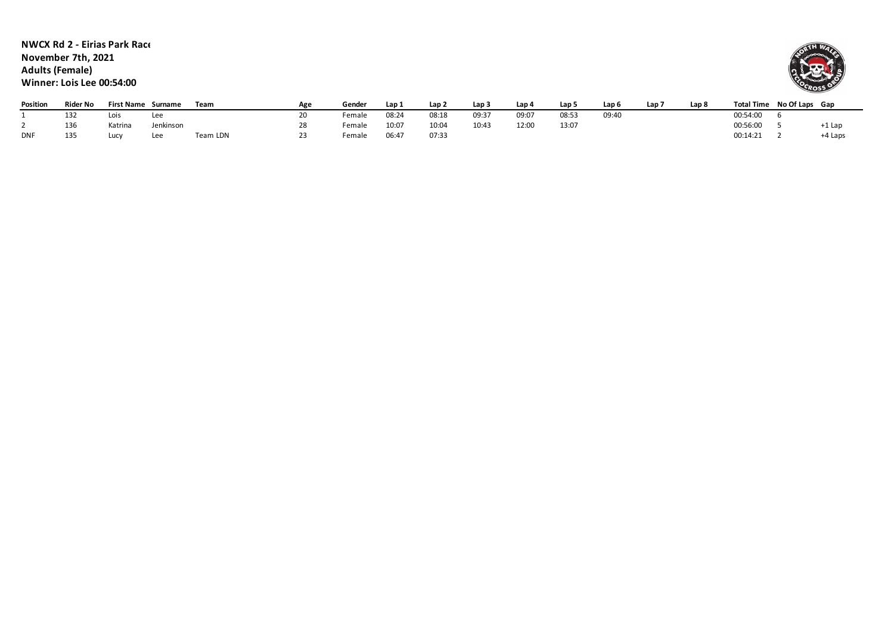**NWCX Rd 2 - Eirias Park Race**
**November 7th, 2021**
**Adults (Female)**
**Winner: Lois Lee 00:54:00**

| Position | Rider No | First Name | Surname | Team | Age | Gender | Lap 1 | Lap 2 | Lap 3 | Lap 4 | Lap 5 | Lap 6 | Lap 7 | Lap 8 | Total Time | No Of Laps | Gap |
|---|---|---|---|---|---|---|---|---|---|---|---|---|---|---|---|---|---|
| 1 | 132 | Lois | Lee | | 20 | Female | 08:24 | 08:18 | 09:37 | 09:07 | 08:53 | 09:40 | | | 00:54:00 | 6 | |
| 2 | 136 | Katrina | Jenkinson | | 28 | Female | 10:07 | 10:04 | 10:43 | 12:00 | 13:07 | | | | 00:56:00 | 5 | +1 Lap |
| DNF | 135 | Lucy | Lee | Team LDN | 23 | Female | 06:47 | 07:33 | | | | | | | 00:14:21 | 2 | +4 Laps |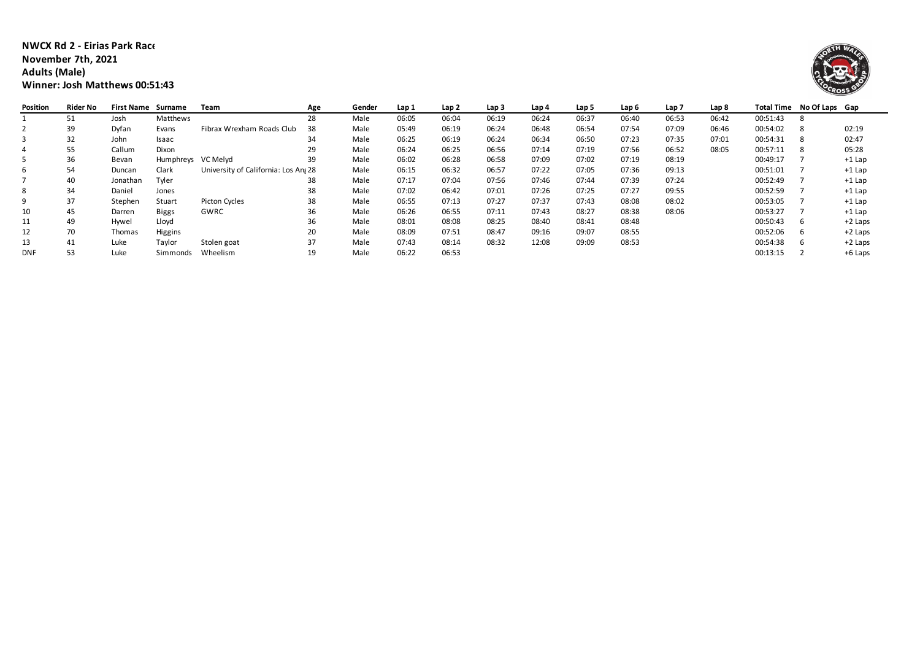**NWCX Rd 2 - Eirias Park Race**
**November 7th, 2021**
**Adults (Male)**
**Winner: Josh Matthews 00:51:43**

| Position | Rider No | First Name | Surname | Team | Age | Gender | Lap 1 | Lap 2 | Lap 3 | Lap 4 | Lap 5 | Lap 6 | Lap 7 | Lap 8 | Total Time | No Of Laps | Gap |
|---|---|---|---|---|---|---|---|---|---|---|---|---|---|---|---|---|---|
| 1 | 51 | Josh | Matthews | | 28 | Male | 06:05 | 06:04 | 06:19 | 06:24 | 06:37 | 06:40 | 06:53 | 06:42 | 00:51:43 | 8 | |
| 2 | 39 | Dyfan | Evans | Fibrax Wrexham Roads Club | 38 | Male | 05:49 | 06:19 | 06:24 | 06:48 | 06:54 | 07:54 | 07:09 | 06:46 | 00:54:02 | 8 | 02:19 |
| 3 | 32 | John | Isaac | | 34 | Male | 06:25 | 06:19 | 06:24 | 06:34 | 06:50 | 07:23 | 07:35 | 07:01 | 00:54:31 | 8 | 02:47 |
| 4 | 55 | Callum | Dixon | | 29 | Male | 06:24 | 06:25 | 06:56 | 07:14 | 07:19 | 07:56 | 06:52 | 08:05 | 00:57:11 | 8 | 05:28 |
| 5 | 36 | Bevan | Humphreys | VC Melyd | 39 | Male | 06:02 | 06:28 | 06:58 | 07:09 | 07:02 | 07:19 | 08:19 | | 00:49:17 | 7 | +1 Lap |
| 6 | 54 | Duncan | Clark | University of California: Los Ang | 28 | Male | 06:15 | 06:32 | 06:57 | 07:22 | 07:05 | 07:36 | 09:13 | | 00:51:01 | 7 | +1 Lap |
| 7 | 40 | Jonathan | Tyler | | 38 | Male | 07:17 | 07:04 | 07:56 | 07:46 | 07:44 | 07:39 | 07:24 | | 00:52:49 | 7 | +1 Lap |
| 8 | 34 | Daniel | Jones | | 38 | Male | 07:02 | 06:42 | 07:01 | 07:26 | 07:25 | 07:27 | 09:55 | | 00:52:59 | 7 | +1 Lap |
| 9 | 37 | Stephen | Stuart | Picton Cycles | 38 | Male | 06:55 | 07:13 | 07:27 | 07:37 | 07:43 | 08:08 | 08:02 | | 00:53:05 | 7 | +1 Lap |
| 10 | 45 | Darren | Biggs | GWRC | 36 | Male | 06:26 | 06:55 | 07:11 | 07:43 | 08:27 | 08:38 | 08:06 | | 00:53:27 | 7 | +1 Lap |
| 11 | 49 | Hywel | Lloyd | | 36 | Male | 08:01 | 08:08 | 08:25 | 08:40 | 08:41 | 08:48 | | | 00:50:43 | 6 | +2 Laps |
| 12 | 70 | Thomas | Higgins | | 20 | Male | 08:09 | 07:51 | 08:47 | 09:16 | 09:07 | 08:55 | | | 00:52:06 | 6 | +2 Laps |
| 13 | 41 | Luke | Taylor | Stolen goat | 37 | Male | 07:43 | 08:14 | 08:32 | 12:08 | 09:09 | 08:53 | | | 00:54:38 | 6 | +2 Laps |
| DNF | 53 | Luke | Simmonds | Wheelism | 19 | Male | 06:22 | 06:53 | | | | | | | 00:13:15 | 2 | +6 Laps |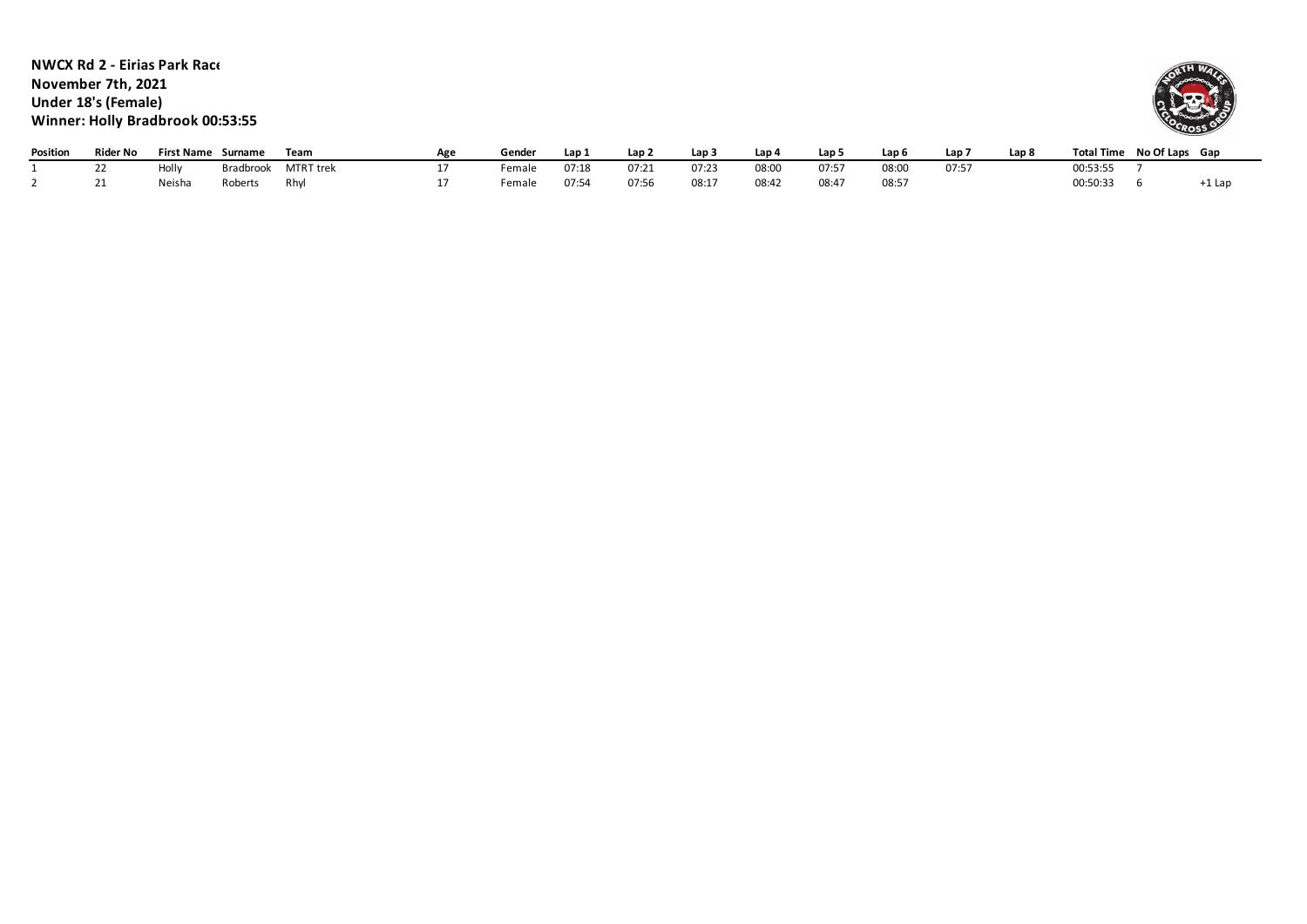**NWCX Rd 2 - Eirias Park Race**
**November 7th, 2021**
**Under 18's (Female)**
**Winner: Holly Bradbrook 00:53:55**

| Position | Rider No | First Name | Surname | Team | Age | Gender | Lap 1 | Lap 2 | Lap 3 | Lap 4 | Lap 5 | Lap 6 | Lap 7 | Lap 8 | Total Time | No Of Laps | Gap |
|---|---|---|---|---|---|---|---|---|---|---|---|---|---|---|---|---|---|
| 1 | 22 | Holly | Bradbrook | MTRT trek | 17 | Female | 07:18 | 07:21 | 07:23 | 08:00 | 07:57 | 08:00 | 07:57 | | 00:53:55 | 7 | |
| 2 | 21 | Neisha | Roberts | Rhyl | 17 | Female | 07:54 | 07:56 | 08:17 | 08:42 | 08:47 | 08:57 | | | 00:50:33 | 6 | +1 Lap |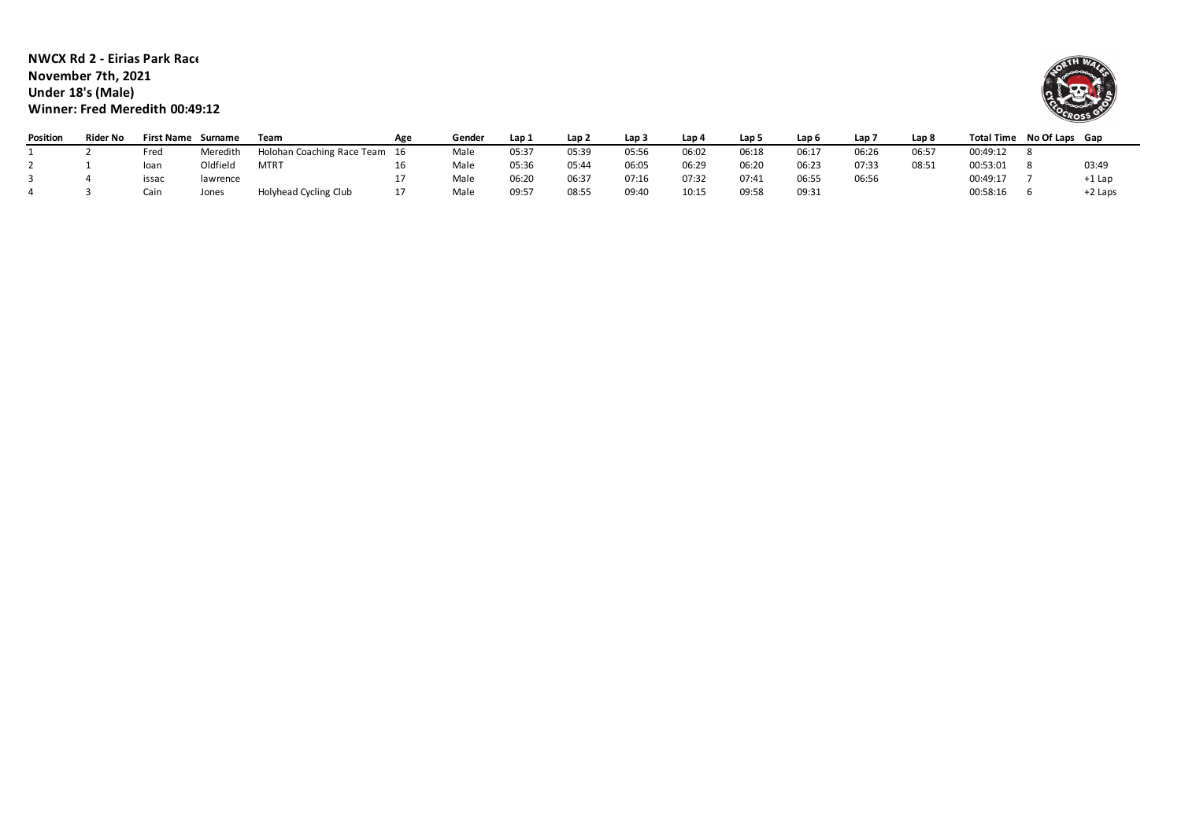**NWCX Rd 2 - Eirias Park Race**
**November 7th, 2021**
**Under 18's (Male)**
**Winner: Fred Meredith 00:49:12**

| Position | Rider No | First Name | Surname | Team | Age | Gender | Lap 1 | Lap 2 | Lap 3 | Lap 4 | Lap 5 | Lap 6 | Lap 7 | Lap 8 | Total Time | No Of Laps | Gap |
|---|---|---|---|---|---|---|---|---|---|---|---|---|---|---|---|---|---|
| 1 | 2 | Fred | Meredith | Holohan Coaching Race Team | 16 | Male | 05:37 | 05:39 | 05:56 | 06:02 | 06:18 | 06:17 | 06:26 | 06:57 | 00:49:12 | 8 | |
| 2 | 1 | Ioan | Oldfield | MTRT | 16 | Male | 05:36 | 05:44 | 06:05 | 06:29 | 06:20 | 06:23 | 07:33 | 08:51 | 00:53:01 | 8 | 03:49 |
| 3 | 4 | issac | lawrence | | 17 | Male | 06:20 | 06:37 | 07:16 | 07:32 | 07:41 | 06:55 | 06:56 | | 00:49:17 | 7 | +1 Lap |
| 4 | 3 | Cain | Jones | Holyhead Cycling Club | 17 | Male | 09:57 | 08:55 | 09:40 | 10:15 | 09:58 | 09:31 | | | 00:58:16 | 6 | +2 Laps |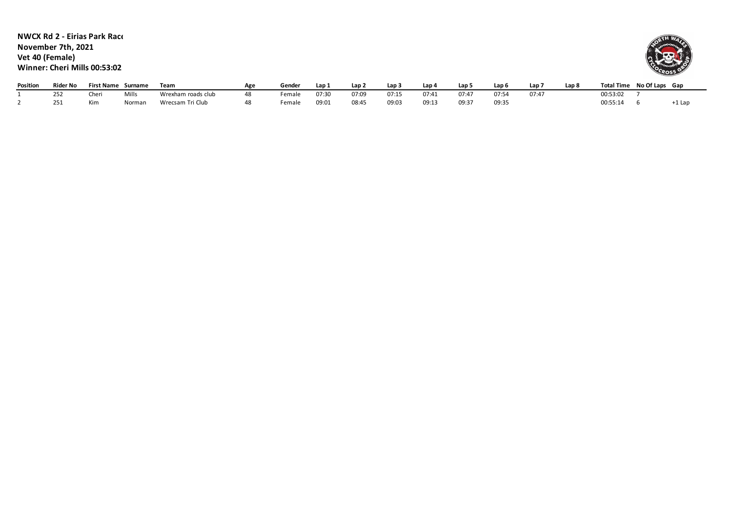**NWCX Rd 2 - Eirias Park Race**
**November 7th, 2021**
**Vet 40 (Female)**
**Winner: Cheri Mills 00:53:02**

| Position | Rider No | First Name | Surname | Team | Age | Gender | Lap 1 | Lap 2 | Lap 3 | Lap 4 | Lap 5 | Lap 6 | Lap 7 | Lap 8 | Total Time | No Of Laps | Gap |
|---|---|---|---|---|---|---|---|---|---|---|---|---|---|---|---|---|---|
| 1 | 252 | Cheri | Mills | Wrexham roads club | 48 | Female | 07:30 | 07:09 | 07:15 | 07:41 | 07:47 | 07:54 | 07:47 | | 00:53:02 | 7 | |
| 2 | 251 | Kim | Norman | Wrecsam Tri Club | 48 | Female | 09:01 | 08:45 | 09:03 | 09:13 | 09:37 | 09:35 | | | 00:55:14 | 6 | +1 Lap |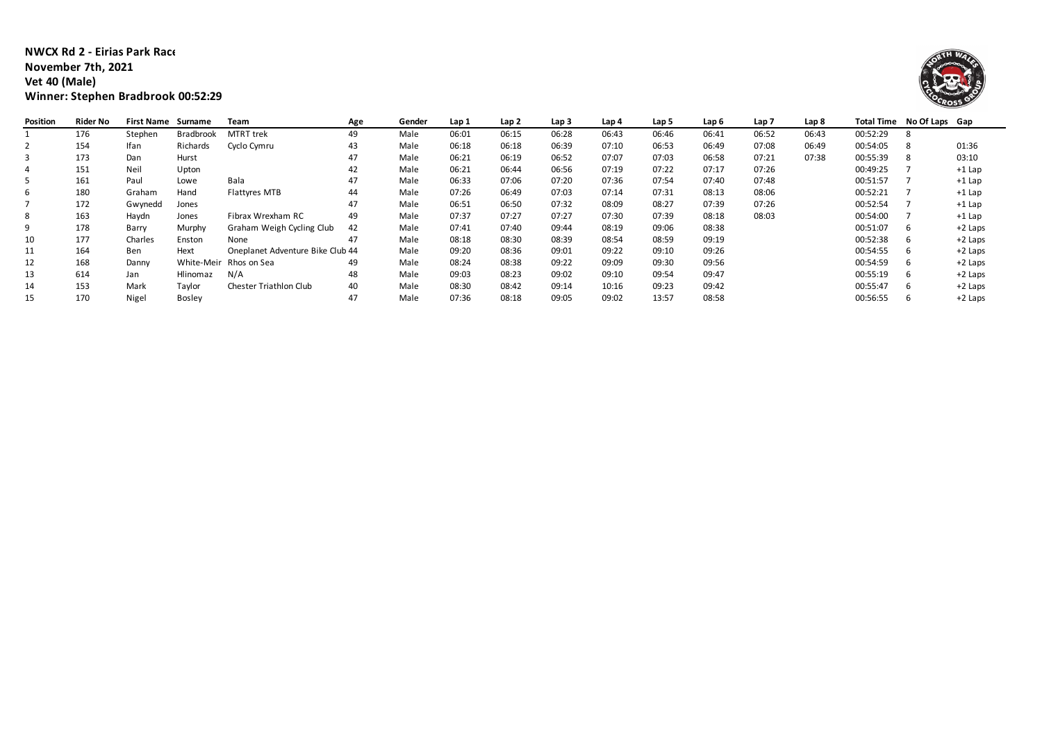**NWCX Rd 2 - Eirias Park Race**
**November 7th, 2021**
**Vet 40 (Male)**
**Winner: Stephen Bradbrook 00:52:29**

| Position | Rider No | First Name | Surname | Team | Age | Gender | Lap 1 | Lap 2 | Lap 3 | Lap 4 | Lap 5 | Lap 6 | Lap 7 | Lap 8 | Total Time | No Of Laps | Gap |
|---|---|---|---|---|---|---|---|---|---|---|---|---|---|---|---|---|---|
| 1 | 176 | Stephen | Bradbrook | MTRT trek | 49 | Male | 06:01 | 06:15 | 06:28 | 06:43 | 06:46 | 06:41 | 06:52 | 06:43 | 00:52:29 | 8 | |
| 2 | 154 | Ifan | Richards | Cyclo Cymru | 43 | Male | 06:18 | 06:18 | 06:39 | 07:10 | 06:53 | 06:49 | 07:08 | 06:49 | 00:54:05 | 8 | 01:36 |
| 3 | 173 | Dan | Hurst | | 47 | Male | 06:21 | 06:19 | 06:52 | 07:07 | 07:03 | 06:58 | 07:21 | 07:38 | 00:55:39 | 8 | 03:10 |
| 4 | 151 | Neil | Upton | | 42 | Male | 06:21 | 06:44 | 06:56 | 07:19 | 07:22 | 07:17 | 07:26 | | 00:49:25 | 7 | +1 Lap |
| 5 | 161 | Paul | Lowe | Bala | 47 | Male | 06:33 | 07:06 | 07:20 | 07:36 | 07:54 | 07:40 | 07:48 | | 00:51:57 | 7 | +1 Lap |
| 6 | 180 | Graham | Hand | Flattyres MTB | 44 | Male | 07:26 | 06:49 | 07:03 | 07:14 | 07:31 | 08:13 | 08:06 | | 00:52:21 | 7 | +1 Lap |
| 7 | 172 | Gwynedd | Jones | | 47 | Male | 06:51 | 06:50 | 07:32 | 08:09 | 08:27 | 07:39 | 07:26 | | 00:52:54 | 7 | +1 Lap |
| 8 | 163 | Haydn | Jones | Fibrax Wrexham RC | 49 | Male | 07:37 | 07:27 | 07:27 | 07:30 | 07:39 | 08:18 | 08:03 | | 00:54:00 | 7 | +1 Lap |
| 9 | 178 | Barry | Murphy | Graham Weigh Cycling Club | 42 | Male | 07:41 | 07:40 | 09:44 | 08:19 | 09:06 | 08:38 | | | 00:51:07 | 6 | +2 Laps |
| 10 | 177 | Charles | Enston | None | 47 | Male | 08:18 | 08:30 | 08:39 | 08:54 | 08:59 | 09:19 | | | 00:52:38 | 6 | +2 Laps |
| 11 | 164 | Ben | Hext | Oneplanet Adventure Bike Club | 44 | Male | 09:20 | 08:36 | 09:01 | 09:22 | 09:10 | 09:26 | | | 00:54:55 | 6 | +2 Laps |
| 12 | 168 | Danny | White-Meir | Rhos on Sea | 49 | Male | 08:24 | 08:38 | 09:22 | 09:09 | 09:30 | 09:56 | | | 00:54:59 | 6 | +2 Laps |
| 13 | 614 | Jan | Hlinomaz | N/A | 48 | Male | 09:03 | 08:23 | 09:02 | 09:10 | 09:54 | 09:47 | | | 00:55:19 | 6 | +2 Laps |
| 14 | 153 | Mark | Taylor | Chester Triathlon Club | 40 | Male | 08:30 | 08:42 | 09:14 | 10:16 | 09:23 | 09:42 | | | 00:55:47 | 6 | +2 Laps |
| 15 | 170 | Nigel | Bosley | | 47 | Male | 07:36 | 08:18 | 09:05 | 09:02 | 13:57 | 08:58 | | | 00:56:55 | 6 | +2 Laps |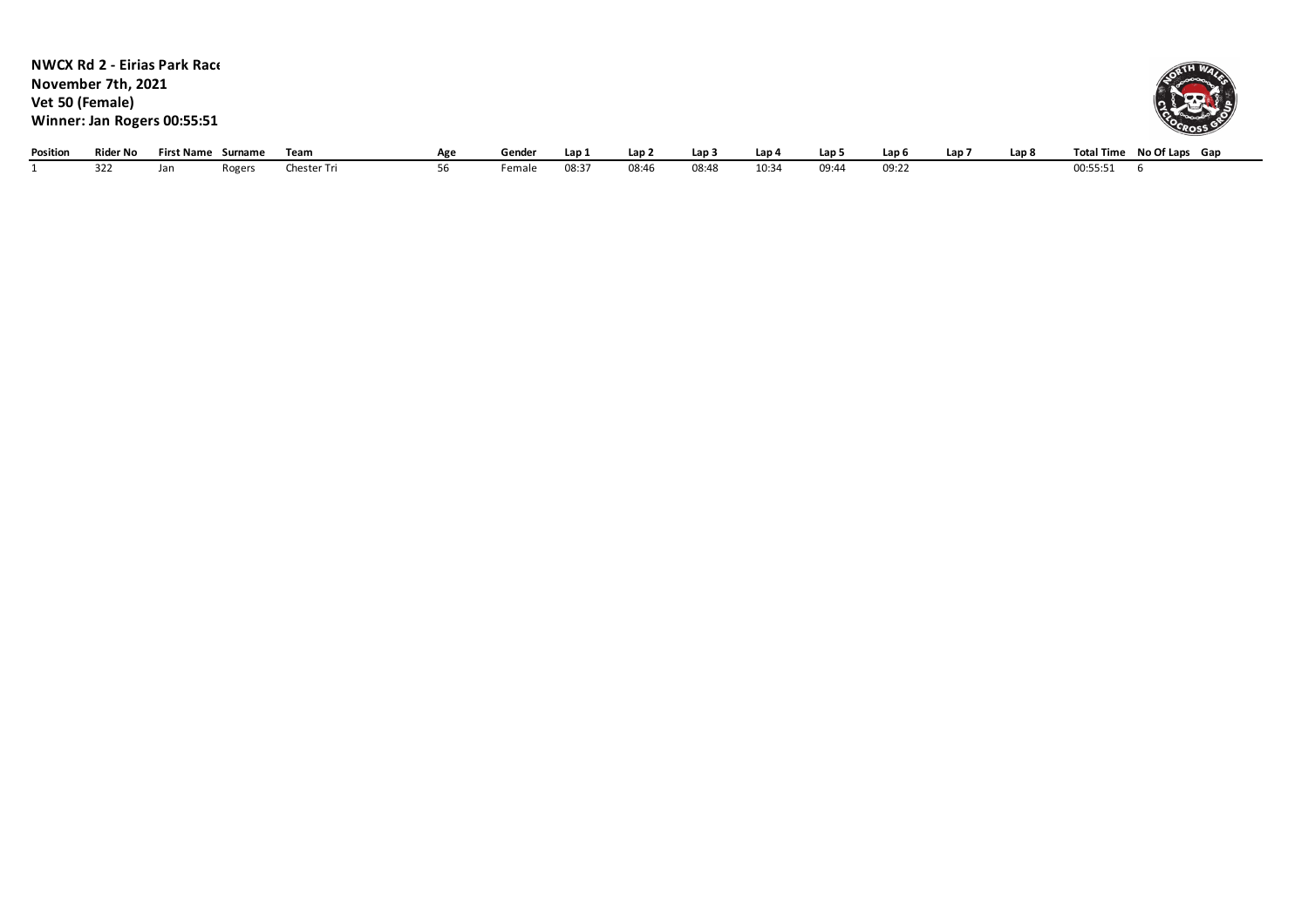**NWCX Rd 2 - Eirias Park Race**
**November 7th, 2021**
**Vet 50 (Female)**
**Winner: Jan Rogers 00:55:51**

| Position | Rider No | First Name | Surname | Team | Age | Gender | Lap 1 | Lap 2 | Lap 3 | Lap 4 | Lap 5 | Lap 6 | Lap 7 | Lap 8 | Total Time | No Of Laps | Gap |
|---|---|---|---|---|---|---|---|---|---|---|---|---|---|---|---|---|---|
| 1 | 322 | Jan | Rogers | Chester Tri | 56 | Female | 08:37 | 08:46 | 08:48 | 10:34 | 09:44 | 09:22 | | | 00:55:51 | 6 | |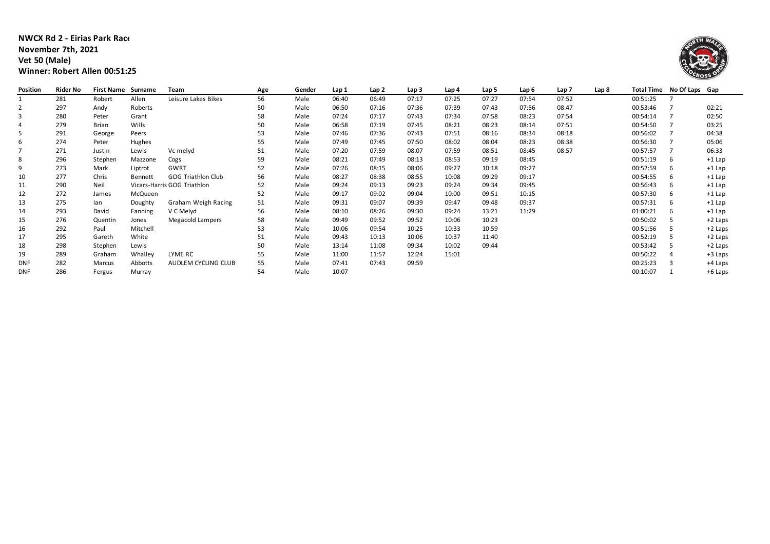**NWCX Rd 2 - Eirias Park Race**
**November 7th, 2021**
**Vet 50 (Male)**
**Winner: Robert Allen 00:51:25**

| Position | Rider No | First Name | Surname | Team | Age | Gender | Lap 1 | Lap 2 | Lap 3 | Lap 4 | Lap 5 | Lap 6 | Lap 7 | Lap 8 | Total Time | No Of Laps | Gap |
|---|---|---|---|---|---|---|---|---|---|---|---|---|---|---|---|---|---|
| 1 | 281 | Robert | Allen | Leisure Lakes Bikes | 56 | Male | 06:40 | 06:49 | 07:17 | 07:25 | 07:27 | 07:54 | 07:52 | | 00:51:25 | 7 | |
| 2 | 297 | Andy | Roberts | | 50 | Male | 06:50 | 07:16 | 07:36 | 07:39 | 07:43 | 07:56 | 08:47 | | 00:53:46 | 7 | 02:21 |
| 3 | 280 | Peter | Grant | | 58 | Male | 07:24 | 07:17 | 07:43 | 07:34 | 07:58 | 08:23 | 07:54 | | 00:54:14 | 7 | 02:50 |
| 4 | 279 | Brian | Wills | | 50 | Male | 06:58 | 07:19 | 07:45 | 08:21 | 08:23 | 08:14 | 07:51 | | 00:54:50 | 7 | 03:25 |
| 5 | 291 | George | Peers | | 53 | Male | 07:46 | 07:36 | 07:43 | 07:51 | 08:16 | 08:34 | 08:18 | | 00:56:02 | 7 | 04:38 |
| 6 | 274 | Peter | Hughes | | 55 | Male | 07:49 | 07:45 | 07:50 | 08:02 | 08:04 | 08:23 | 08:38 | | 00:56:30 | 7 | 05:06 |
| 7 | 271 | Justin | Lewis | Vc melyd | 51 | Male | 07:20 | 07:59 | 08:07 | 07:59 | 08:51 | 08:45 | 08:57 | | 00:57:57 | 7 | 06:33 |
| 8 | 296 | Stephen | Mazzone | Cogs | 59 | Male | 08:21 | 07:49 | 08:13 | 08:53 | 09:19 | 08:45 | | | 00:51:19 | 6 | +1 Lap |
| 9 | 273 | Mark | Liptrot | GWRT | 52 | Male | 07:26 | 08:15 | 08:06 | 09:27 | 10:18 | 09:27 | | | 00:52:59 | 6 | +1 Lap |
| 10 | 277 | Chris | Bennett | GOG Triathlon Club | 56 | Male | 08:27 | 08:38 | 08:55 | 10:08 | 09:29 | 09:17 | | | 00:54:55 | 6 | +1 Lap |
| 11 | 290 | Neil | Vicars-Harris | GOG Triathlon | 52 | Male | 09:24 | 09:13 | 09:23 | 09:24 | 09:34 | 09:45 | | | 00:56:43 | 6 | +1 Lap |
| 12 | 272 | James | McQueen | | 52 | Male | 09:17 | 09:02 | 09:04 | 10:00 | 09:51 | 10:15 | | | 00:57:30 | 6 | +1 Lap |
| 13 | 275 | Ian | Doughty | Graham Weigh Racing | 51 | Male | 09:31 | 09:07 | 09:39 | 09:47 | 09:48 | 09:37 | | | 00:57:31 | 6 | +1 Lap |
| 14 | 293 | David | Fanning | V C Melyd | 56 | Male | 08:10 | 08:26 | 09:30 | 09:24 | 13:21 | 11:29 | | | 01:00:21 | 6 | +1 Lap |
| 15 | 276 | Quentin | Jones | Megacold Lampers | 58 | Male | 09:49 | 09:52 | 09:52 | 10:06 | 10:23 | | | | 00:50:02 | 5 | +2 Laps |
| 16 | 292 | Paul | Mitchell | | 53 | Male | 10:06 | 09:54 | 10:25 | 10:33 | 10:59 | | | | 00:51:56 | 5 | +2 Laps |
| 17 | 295 | Gareth | White | | 51 | Male | 09:43 | 10:13 | 10:06 | 10:37 | 11:40 | | | | 00:52:19 | 5 | +2 Laps |
| 18 | 298 | Stephen | Lewis | | 50 | Male | 13:14 | 11:08 | 09:34 | 10:02 | 09:44 | | | | 00:53:42 | 5 | +2 Laps |
| 19 | 289 | Graham | Whalley | LYME RC | 55 | Male | 11:00 | 11:57 | 12:24 | 15:01 | | | | | 00:50:22 | 4 | +3 Laps |
| DNF | 282 | Marcus | Abbotts | AUDLEM CYCLING CLUB | 55 | Male | 07:41 | 07:43 | 09:59 | | | | | | 00:25:23 | 3 | +4 Laps |
| DNF | 286 | Fergus | Murray | | 54 | Male | 10:07 | | | | | | | | 00:10:07 | 1 | +6 Laps |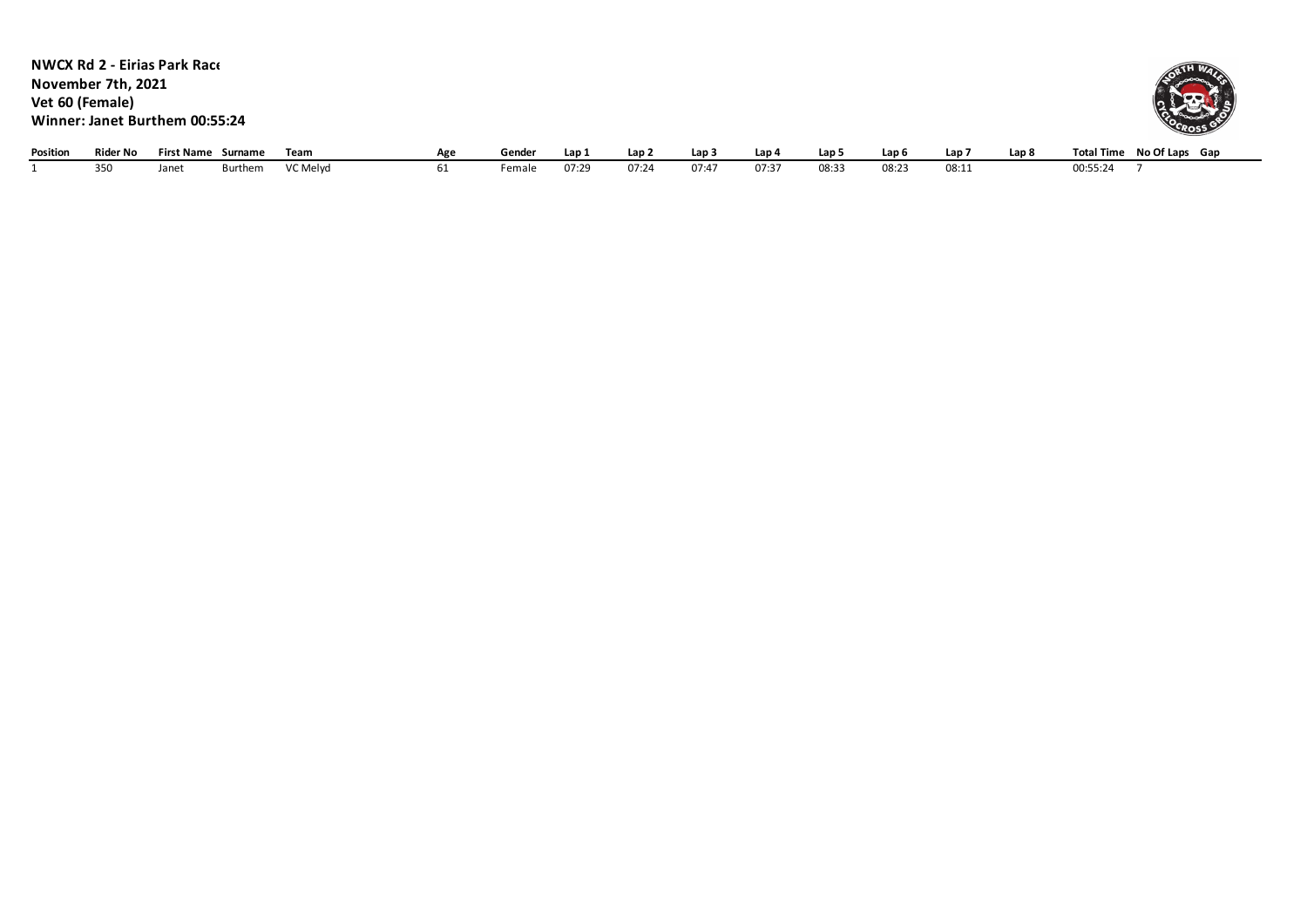**NWCX Rd 2 - Eirias Park Race**
**November 7th, 2021**
**Vet 60 (Female)**
**Winner: Janet Burthem 00:55:24**

| Position | Rider No | First Name | Surname | Team | Age | Gender | Lap 1 | Lap 2 | Lap 3 | Lap 4 | Lap 5 | Lap 6 | Lap 7 | Lap 8 | Total Time | No Of Laps | Gap |
|---|---|---|---|---|---|---|---|---|---|---|---|---|---|---|---|---|---|
| 1 | 350 | Janet | Burthem | VC Melyd | 61 | Female | 07:29 | 07:24 | 07:47 | 07:37 | 08:33 | 08:23 | 08:11 | | 00:55:24 | 7 | |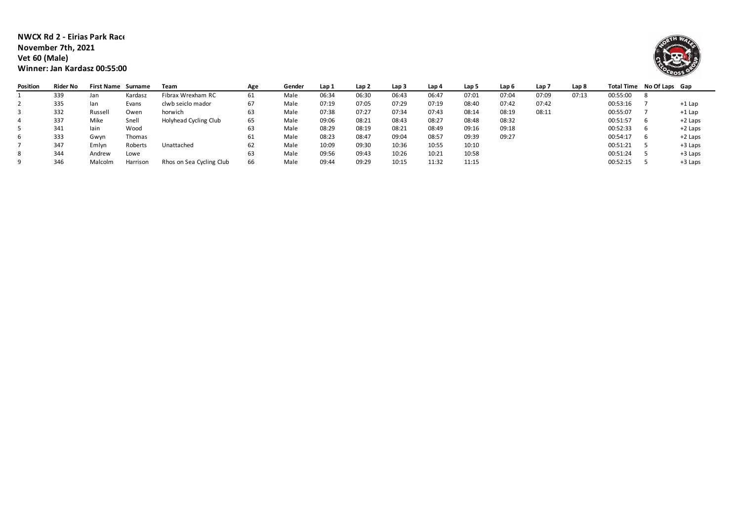**NWCX Rd 2 - Eirias Park Race**
**November 7th, 2021**
**Vet 60 (Male)**
**Winner: Jan Kardasz 00:55:00**

| Position | Rider No | First Name | Surname | Team | Age | Gender | Lap 1 | Lap 2 | Lap 3 | Lap 4 | Lap 5 | Lap 6 | Lap 7 | Lap 8 | Total Time | No Of Laps | Gap |
|---|---|---|---|---|---|---|---|---|---|---|---|---|---|---|---|---|---|
| 1 | 339 | Jan | Kardasz | Fibrax Wrexham RC | 61 | Male | 06:34 | 06:30 | 06:43 | 06:47 | 07:01 | 07:04 | 07:09 | 07:13 | 00:55:00 | 8 | |
| 2 | 335 | Ian | Evans | clwb seiclo mador | 67 | Male | 07:19 | 07:05 | 07:29 | 07:19 | 08:40 | 07:42 | 07:42 | | 00:53:16 | 7 | +1 Lap |
| 3 | 332 | Russell | Owen | horwich | 63 | Male | 07:38 | 07:27 | 07:34 | 07:43 | 08:14 | 08:19 | 08:11 | | 00:55:07 | 7 | +1 Lap |
| 4 | 337 | Mike | Snell | Holyhead Cycling Club | 65 | Male | 09:06 | 08:21 | 08:43 | 08:27 | 08:48 | 08:32 | | | 00:51:57 | 6 | +2 Laps |
| 5 | 341 | Iain | Wood | | 63 | Male | 08:29 | 08:19 | 08:21 | 08:49 | 09:16 | 09:18 | | | 00:52:33 | 6 | +2 Laps |
| 6 | 333 | Gwyn | Thomas | | 61 | Male | 08:23 | 08:47 | 09:04 | 08:57 | 09:39 | 09:27 | | | 00:54:17 | 6 | +2 Laps |
| 7 | 347 | Emlyn | Roberts | Unattached | 62 | Male | 10:09 | 09:30 | 10:36 | 10:55 | 10:10 | | | | 00:51:21 | 5 | +3 Laps |
| 8 | 344 | Andrew | Lowe | | 63 | Male | 09:56 | 09:43 | 10:26 | 10:21 | 10:58 | | | | 00:51:24 | 5 | +3 Laps |
| 9 | 346 | Malcolm | Harrison | Rhos on Sea Cycling Club | 66 | Male | 09:44 | 09:29 | 10:15 | 11:32 | 11:15 | | | | 00:52:15 | 5 | +3 Laps |